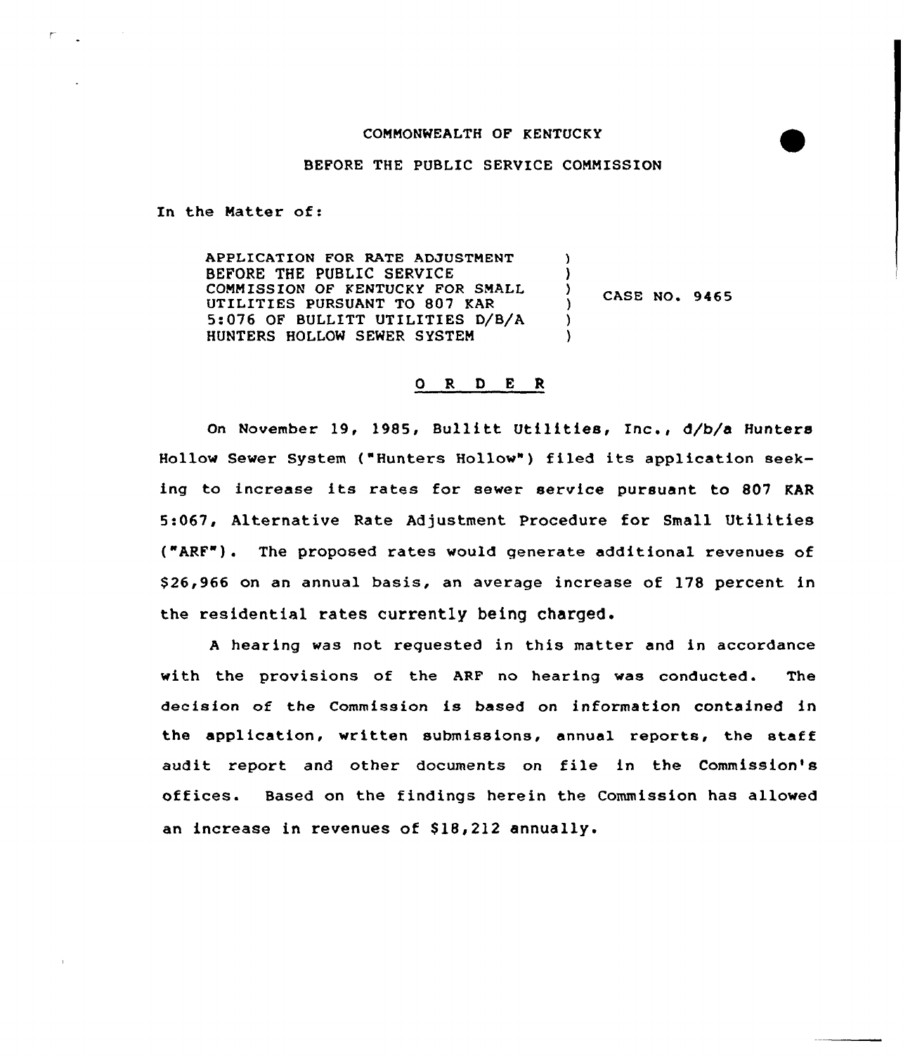COMMONWEALTH OF KENTUCKY

BEFORE THE PUBLIC SERVICE COMMISSION

In the Matter of:

| | | |
|---|---|---|
| APPLICATION FOR RATE ADJUSTMENT BEFORE THE PUBLIC SERVICE COMMISSION OF KENTUCKY FOR SMALL UTILITIES PURSUANT TO 807 KAR 5:076 OF BULLITT UTILITIES D/B/A HUNTERS HOLLOW SEWER SYSTEM | ) | CASE NO. 9465 |

## O R D E R

On November 19, 1985, Bullitt Utilities, Inc., d/b/a Hunters Hollow Sewer System ("Hunters Hollow") filed its application seeking to increase its rates for sewer service pursuant to 807 KAR 5:067, Alternative Rate Adjustment Procedure for Small Utilities ("ARF"). The proposed rates would generate additional revenues of $26,966 on an annual basis, an average increase of 178 percent in the residential rates currently being charged.

A hearing was not requested in this matter and in accordance with the provisions of the ARF no hearing was conducted. The decision of the Commission is based on information contained in the application, written submissions, annual reports, the staff audit report and other documents on file in the Commission's offices. Based on the findings herein the Commission has allowed an increase in revenues of $18,212 annually.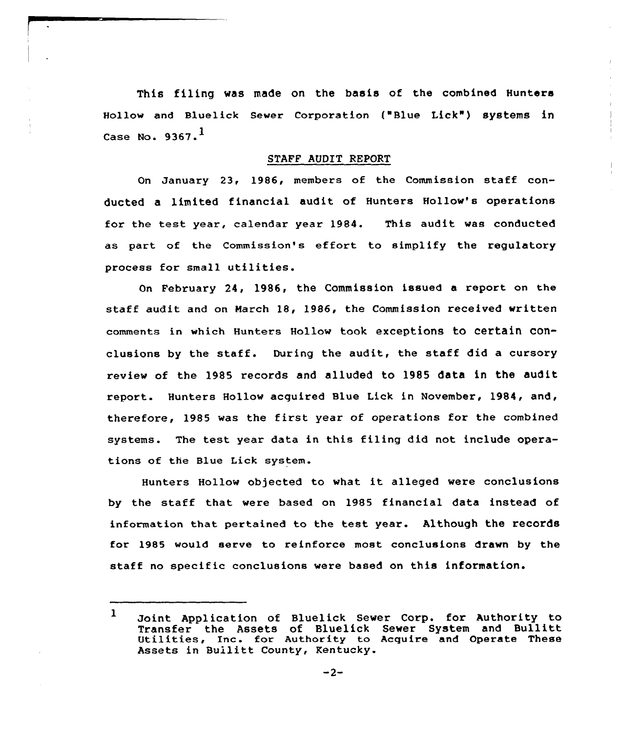This filing was made on the basis of the combined Hunters Hollow and Bluelick Sewer Corporation ("Blue Lick") systems in Case No. 9367.[1]

## STAFF AUDIT REPORT

On January 23, 1986, members of the Commission staff conducted a limited financial audit of Hunters Hollow's operations for the test year, calendar year 1984. This audit was conducted as part of the Commission's effort to simplify the regulatory process for small utilities.

On February 24, 1986, the Commission issued a report on the staff audit and on March 18, 1986, the Commission received written comments in which Hunters Hollow took exceptions to certain conclusions by the staff. During the audit, the staff did a cursory review of the 1985 records and alluded to 1985 data in the audit report. Hunters Hollow acquired Blue Lick in November, 1984, and, therefore, 1985 was the first year of operations for the combined systems. The test year data in this filing did not include operations of the Blue Lick system.

Hunters Hollow objected to what it alleged were conclusions by the staff that were based on 1985 financial data instead of information that pertained to the test year. Although the records for 1985 would serve to reinforce most conclusions drawn by the staff no specific conclusions were based on this information.

---

[1] Joint Application of Bluelick Sewer Corp. for Authority to Transfer the Assets of Bluelick Sewer System and Bullitt Utilities, Inc. for Authority to Acquire and Operate These Assets in Bullitt County, Kentucky.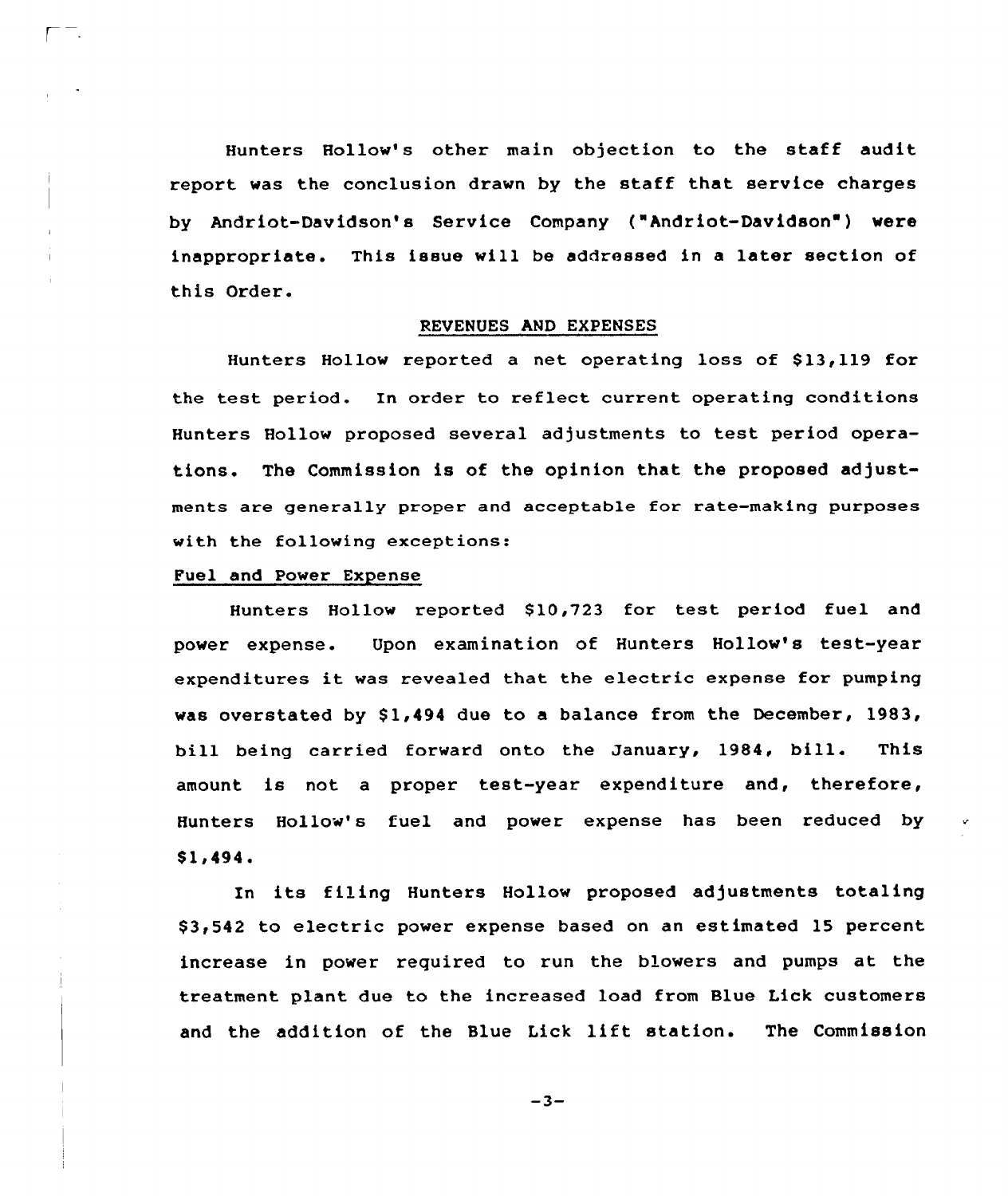Hunters Hollow's other main objection to the staff audit report was the conclusion drawn by the staff that service charges by Andriot-Davidson's Service Company ("Andriot-Davidson") were inappropriate. This issue will be addressed in a later section of this Order.

## REVENUES AND EXPENSES

Hunters Hollow reported a net operating loss of $13,119 for the test period. In order to reflect current operating conditions Hunters Hollow proposed several adjustments to test period operations. The Commission is of the opinion that the proposed adjustments are generally proper and acceptable for rate-making purposes with the following exceptions:

### Fuel and Power Expense

Hunters Hollow reported $10,723 for test period fuel and power expense. Upon examination of Hunters Hollow's test-year expenditures it was revealed that the electric expense for pumping was overstated by $1,494 due to a balance from the December, 1983, bill being carried forward onto the January, 1984, bill. This amount is not a proper test-year expenditure and, therefore, Hunters Hollow's fuel and power expense has been reduced by $1,494.

In its filing Hunters Hollow proposed adjustments totaling $3,542 to electric power expense based on an estimated 15 percent increase in power required to run the blowers and pumps at the treatment plant due to the increased load from Blue Lick customers and the addition of the Blue Lick lift station. The Commission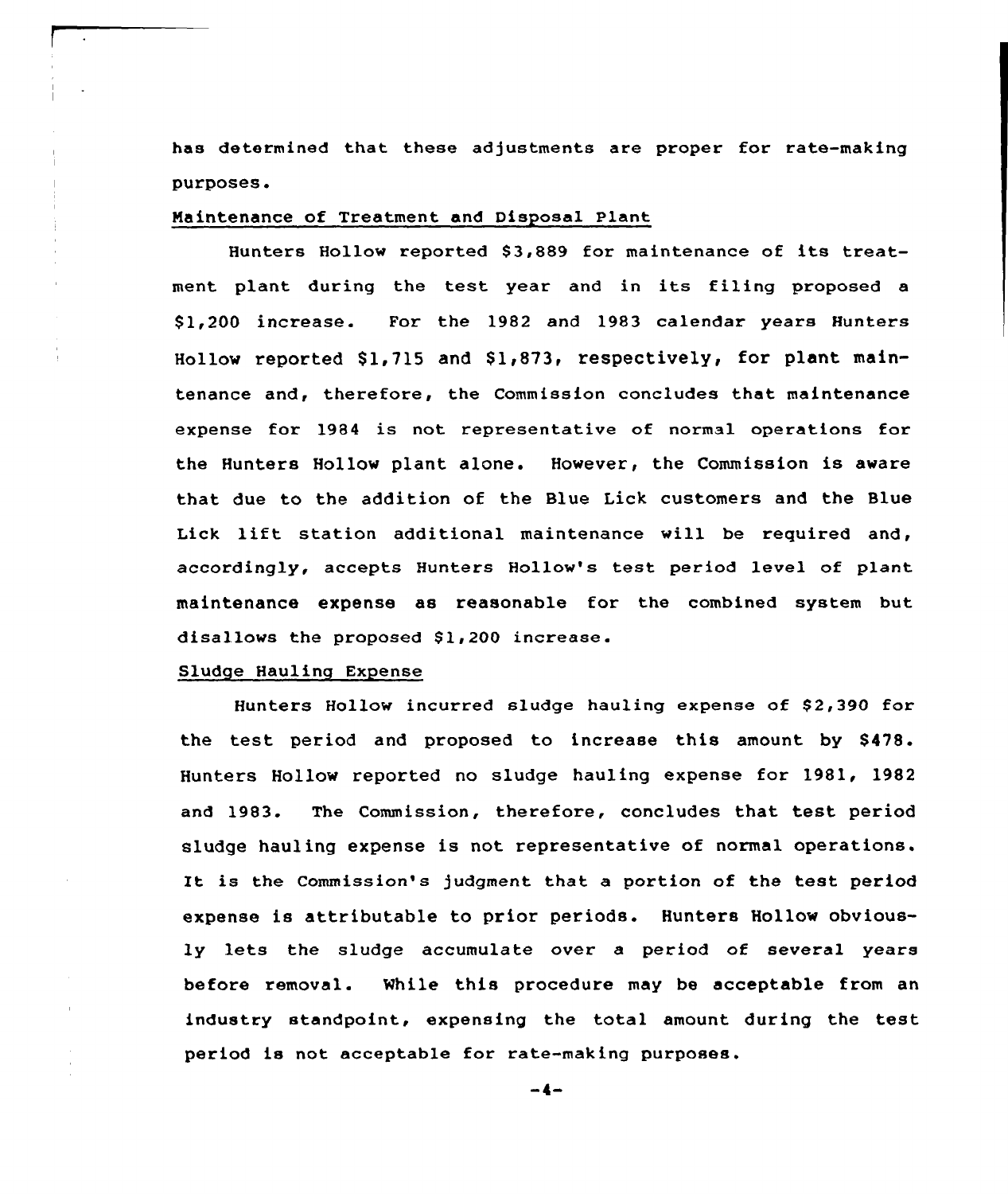has determined that these adjustments are proper for rate-making purposes.

Maintenance of Treatment and Disposal Plant

Hunters Hollow reported $3,889 for maintenance of its treatment plant during the test year and in its filing proposed a $1,200 increase. For the 1982 and 1983 calendar years Hunters Hollow reported $1,715 and $1,873, respectively, for plant maintenance and, therefore, the Commission concludes that maintenance expense for 1984 is not representative of normal operations for the Hunters Hollow plant alone. However, the Commission is aware that due to the addition of the Blue Lick customers and the Blue Lick lift station additional maintenance will be required and, accordingly, accepts Hunters Hollow's test period level of plant maintenance expense as reasonable for the combined system but disallows the proposed $1,200 increase.

Sludge Hauling Expense

Hunters Hollow incurred sludge hauling expense of $2,390 for the test period and proposed to increase this amount by $478. Hunters Hollow reported no sludge hauling expense for 1981, 1982 and 1983. The Commission, therefore, concludes that test period sludge hauling expense is not representative of normal operations. It is the Commission's judgment that a portion of the test period expense is attributable to prior periods. Hunters Hollow obviously lets the sludge accumulate over a period of several years before removal. While this procedure may be acceptable from an industry standpoint, expensing the total amount during the test period is not acceptable for rate-making purposes.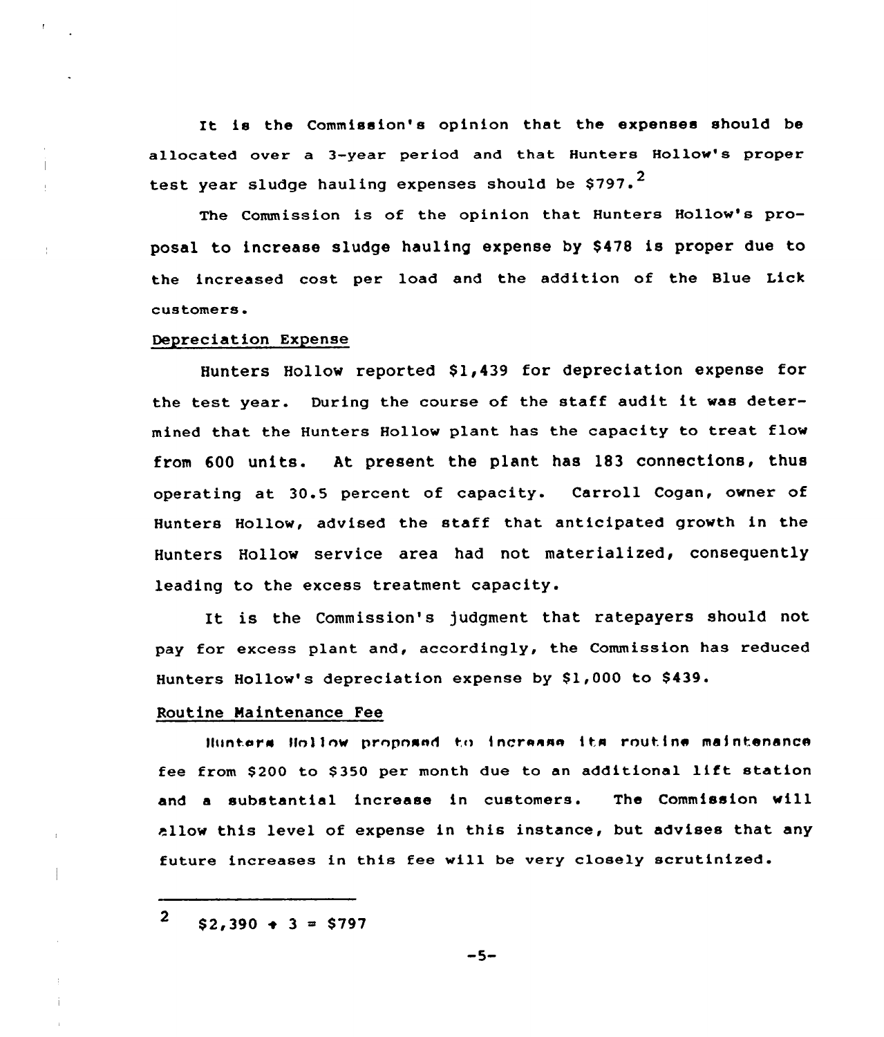It is the Commission's opinion that the expenses should be allocated over a 3-year period and that Hunters Hollow's proper test year sludge hauling expenses should be $797.[2]

The Commission is of the opinion that Hunters Hollow's proposal to increase sludge hauling expense by $478 is proper due to the increased cost per load and the addition of the Blue Lick customers.

## Depreciation Expense

Hunters Hollow reported $1,439 for depreciation expense for the test year. During the course of the staff audit it was determined that the Hunters Hollow plant has the capacity to treat flow from 600 units. At present the plant has 183 connections, thus operating at 30.5 percent of capacity. Carroll Cogan, owner of Hunters Hollow, advised the staff that anticipated growth in the Hunters Hollow service area had not materialized, consequently leading to the excess treatment capacity.

It is the Commission's judgment that ratepayers should not pay for excess plant and, accordingly, the Commission has reduced Hunters Hollow's depreciation expense by $1,000 to $439.

## Routine Maintenance Fee

Hunters Hollow proposed to increase its routine maintenance fee from $200 to $350 per month due to an additional lift station and a substantial increase in customers. The Commission will allow this level of expense in this instance, but advises that any future increases in this fee will be very closely scrutinized.

---

[2] $2,390 ÷ 3 = $797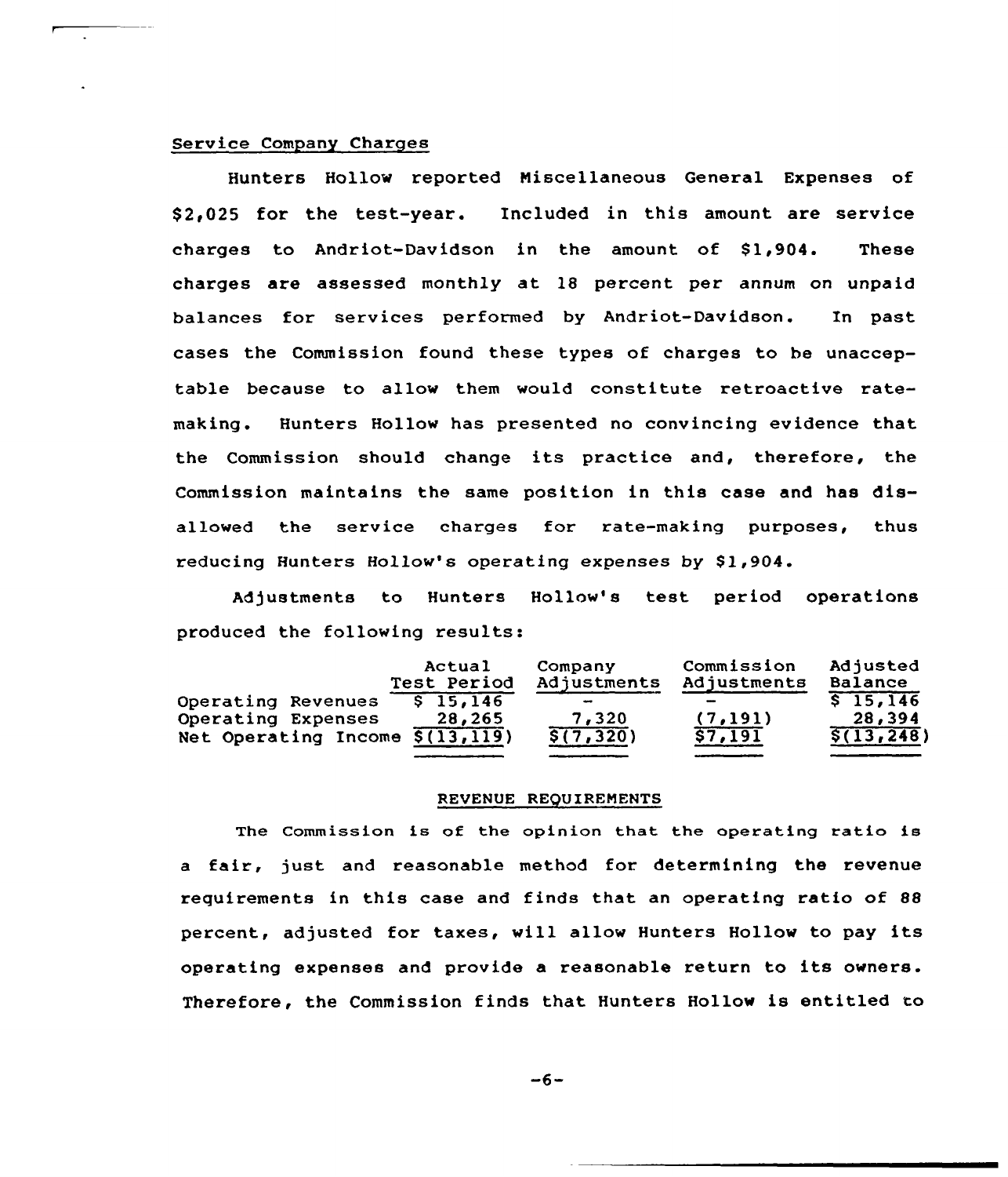Service Company Charges

Hunters Hollow reported Miscellaneous General Expenses of \$2,025 for the test-year. Included in this amount are service charges to Andriot-Davidson in the amount of \$1,904. These charges are assessed monthly at 18 percent per annum on unpaid balances for services performed by Andriot-Davidson. In past cases the Commission found these types of charges to be unacceptable because to allow them would constitute retroactive rate-making. Hunters Hollow has presented no convincing evidence that the Commission should change its practice and, therefore, the Commission maintains the same position in this case and has disallowed the service charges for rate-making purposes, thus reducing Hunters Hollow's operating expenses by \$1,904.

Adjustments to Hunters Hollow's test period operations produced the following results:

| | Actual Test Period | Company Adjustments | Commission Adjustments | Adjusted Balance |
|---|---|---|---|---|
| Operating Revenues | \$ 15,146 | - | - | \$ 15,146 |
| Operating Expenses | 28,265 | 7,320 | (7,191) | 28,394 |
| Net Operating Income | \$(13,119) | \$(7,320) | \$7,191 | \$(13,248) |

## REVENUE REQUIREMENTS

The Commission is of the opinion that the operating ratio is a fair, just and reasonable method for determining the revenue requirements in this case and finds that an operating ratio of 88 percent, adjusted for taxes, will allow Hunters Hollow to pay its operating expenses and provide a reasonable return to its owners. Therefore, the Commission finds that Hunters Hollow is entitled to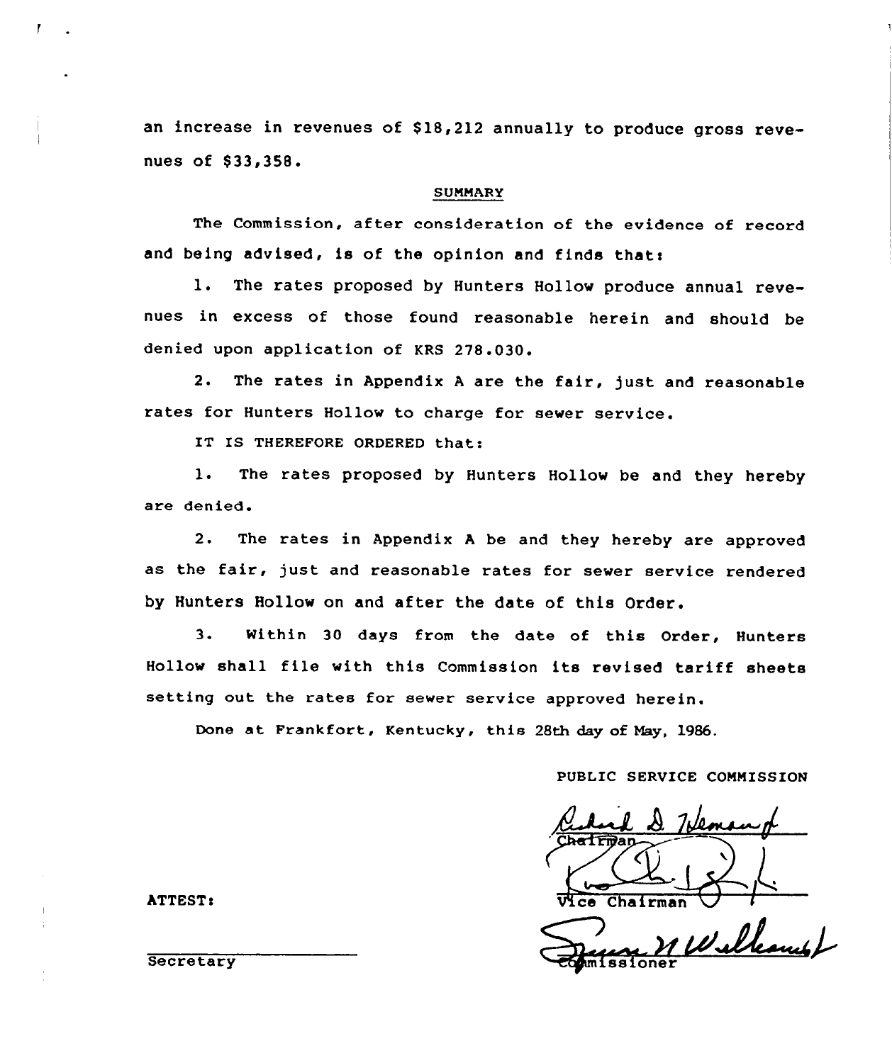an increase in revenues of $18,212 annually to produce gross revenues of $33,358.

## SUMMARY

The Commission, after consideration of the evidence of record and being advised, is of the opinion and finds that:

1. The rates proposed by Hunters Hollow produce annual revenues in excess of those found reasonable herein and should be denied upon application of KRS 278.030.

2. The rates in Appendix A are the fair, just and reasonable rates for Hunters Hollow to charge for sewer service.

IT IS THEREFORE ORDERED that:

1. The rates proposed by Hunters Hollow be and they hereby are denied.

2. The rates in Appendix A be and they hereby are approved as the fair, just and reasonable rates for sewer service rendered by Hunters Hollow on and after the date of this Order.

3. Within 30 days from the date of this Order, Hunters Hollow shall file with this Commission its revised tariff sheets setting out the rates for sewer service approved herein.

Done at Frankfort, Kentucky, this 28th day of May, 1986.

PUBLIC SERVICE COMMISSION

Chairman

Vice Chairman

Commissioner

ATTEST:

Secretary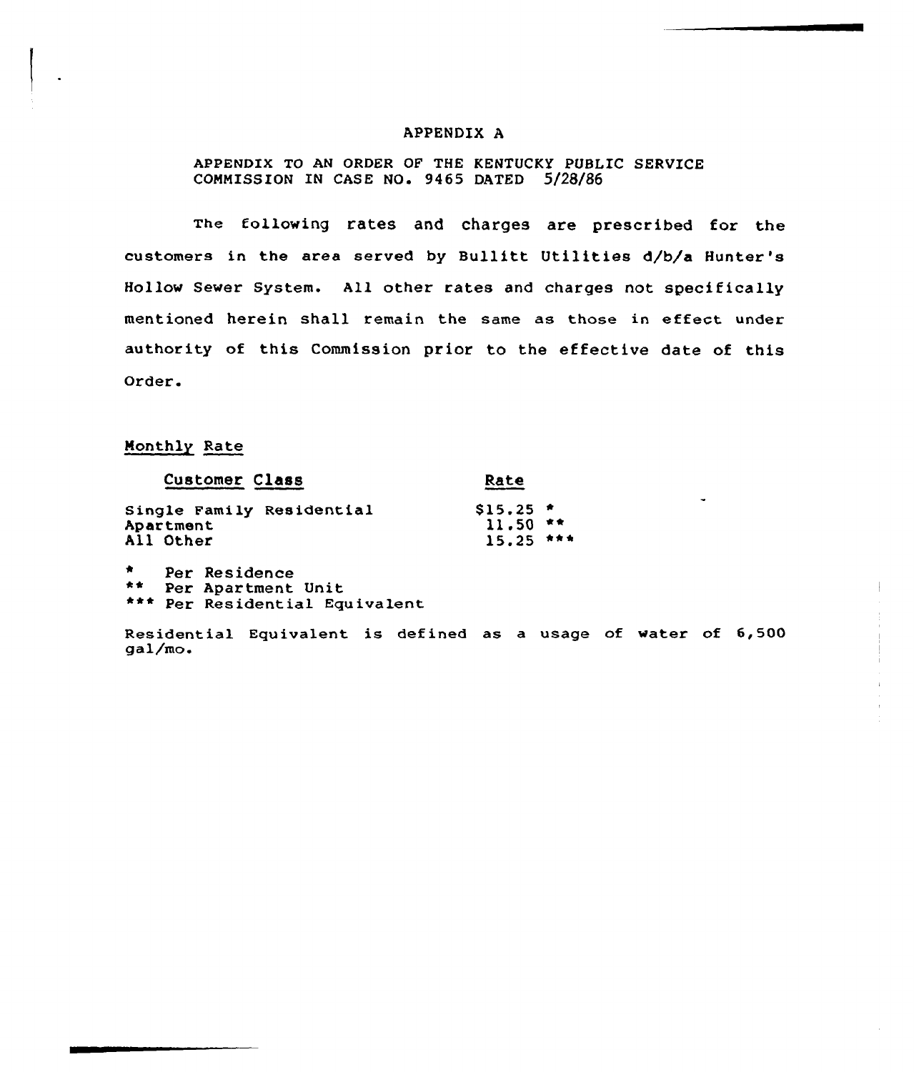# APPENDIX A

APPENDIX TO AN ORDER OF THE KENTUCKY PUBLIC SERVICE COMMISSION IN CASE NO. 9465 DATED 5/28/86

The following rates and charges are prescribed for the customers in the area served by Bullitt Utilities d/b/a Hunter's Hollow Sewer System. All other rates and charges not specifically mentioned herein shall remain the same as those in effect under authority of this Commission prior to the effective date of this Order.

## Monthly Rate

| Customer Class | Rate |
|---|---|
| Single Family Residential | $15.25 * |
| Apartment | 11.50 ** |
| All Other | 15.25 *** |

\* Per Residence
** Per Apartment Unit
*** Per Residential Equivalent

Residential Equivalent is defined as a usage of water of 6,500 gal/mo.